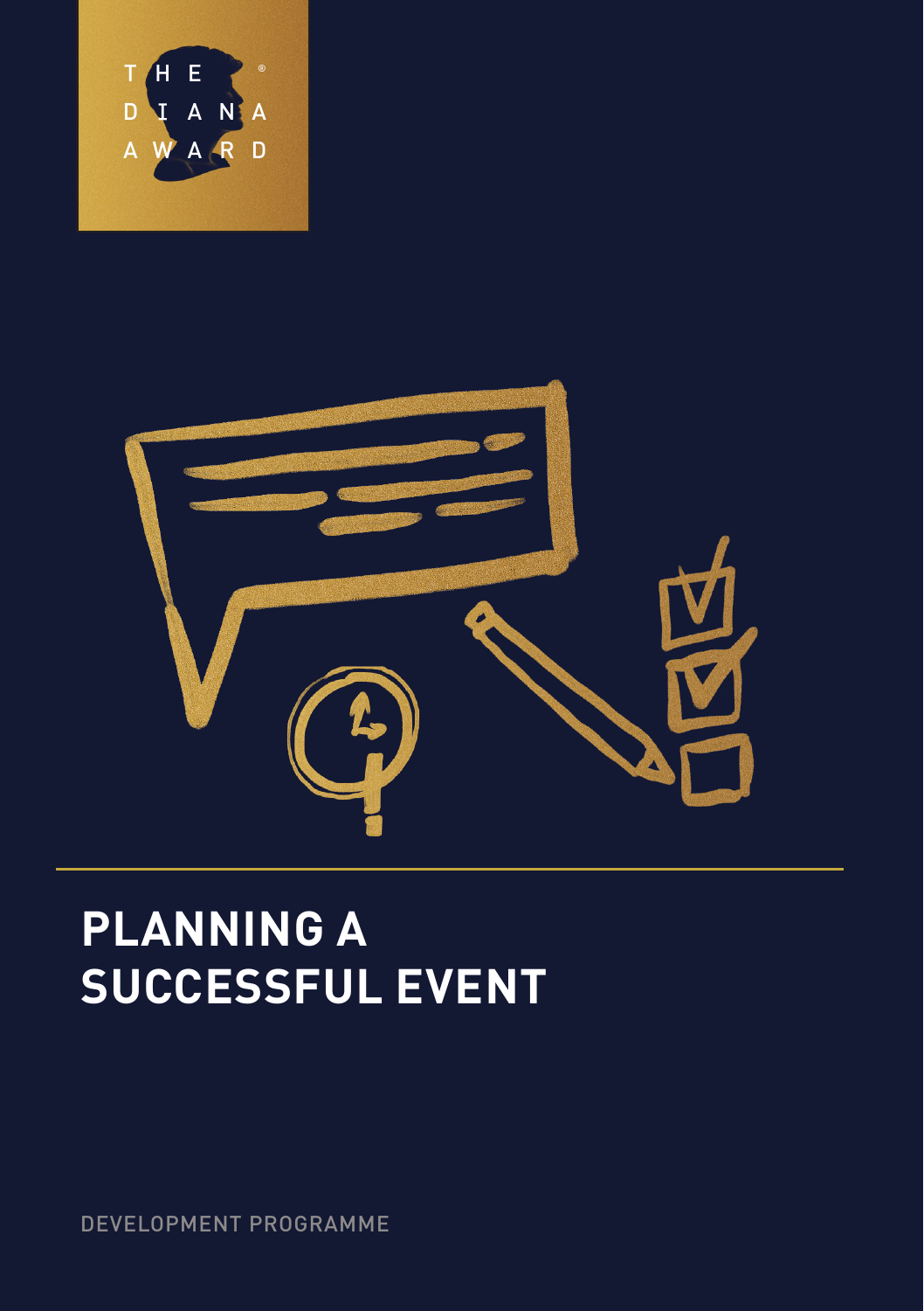THE DIANA AWARD

# PLANNING A SUCCESSFUL EVENT

DEVELOPMENT PROGRAMME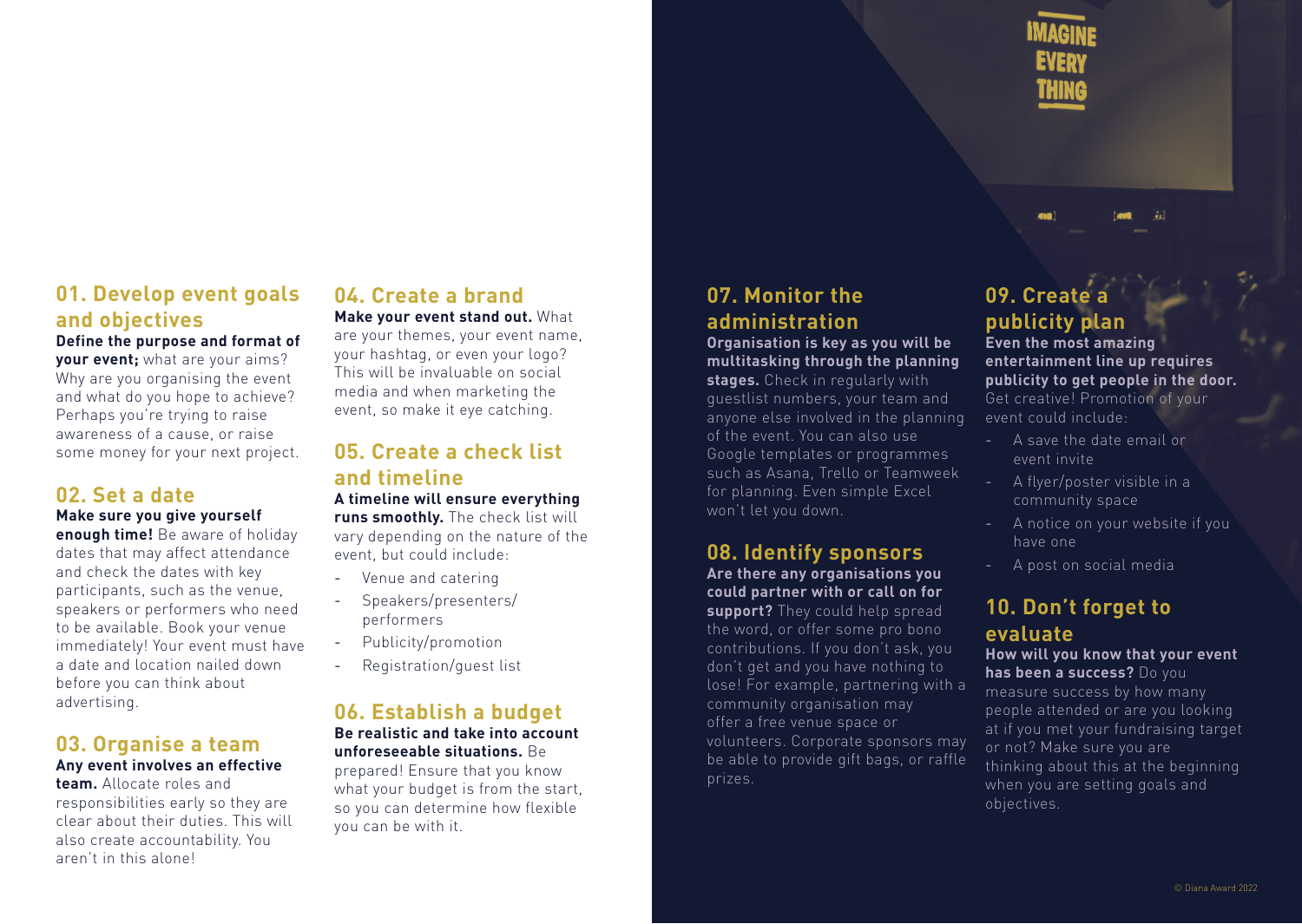## 01. Develop event goals and objectives

**Define the purpose and format of your event;** what are your aims? Why are you organising the event and what do you hope to achieve? Perhaps you're trying to raise awareness of a cause, or raise some money for your next project.

## 02. Set a date

**Make sure you give yourself enough time!** Be aware of holiday dates that may affect attendance and check the dates with key participants, such as the venue, speakers or performers who need to be available. Book your venue immediately! Your event must have a date and location nailed down before you can think about advertising.

## 03. Organise a team

**Any event involves an effective team.** Allocate roles and responsibilities early so they are clear about their duties. This will also create accountability. You aren't in this alone!

## 04. Create a brand

**Make your event stand out.** What are your themes, your event name, your hashtag, or even your logo? This will be invaluable on social media and when marketing the event, so make it eye catching.

## 05. Create a check list and timeline

**A timeline will ensure everything runs smoothly.** The check list will vary depending on the nature of the event, but could include:

- Venue and catering
- Speakers/presenters/ performers
- Publicity/promotion
- Registration/guest list

## 06. Establish a budget

**Be realistic and take into account unforeseeable situations.** Be prepared! Ensure that you know what your budget is from the start, so you can determine how flexible you can be with it.

## 07. Monitor the administration

**Organisation is key as you will be multitasking through the planning stages.** Check in regularly with guestlist numbers, your team and anyone else involved in the planning of the event. You can also use Google templates or programmes such as Asana, Trello or Teamweek for planning. Even simple Excel won't let you down.

## 08. Identify sponsors

**Are there any organisations you could partner with or call on for support?** They could help spread the word, or offer some pro bono contributions. If you don't ask, you don't get and you have nothing to lose! For example, partnering with a community organisation may offer a free venue space or volunteers. Corporate sponsors may be able to provide gift bags, or raffle prizes.

## 09. Create a publicity plan

**Even the most amazing entertainment line up requires publicity to get people in the door.** Get creative! Promotion of your event could include:

- A save the date email or event invite
- A flyer/poster visible in a community space
- A notice on your website if you have one
- A post on social media

## 10. Don't forget to evaluate

**How will you know that your event has been a success?** Do you measure success by how many people attended or are you looking at if you met your fundraising target or not? Make sure you are thinking about this at the beginning when you are setting goals and objectives.

© Diana Award 2022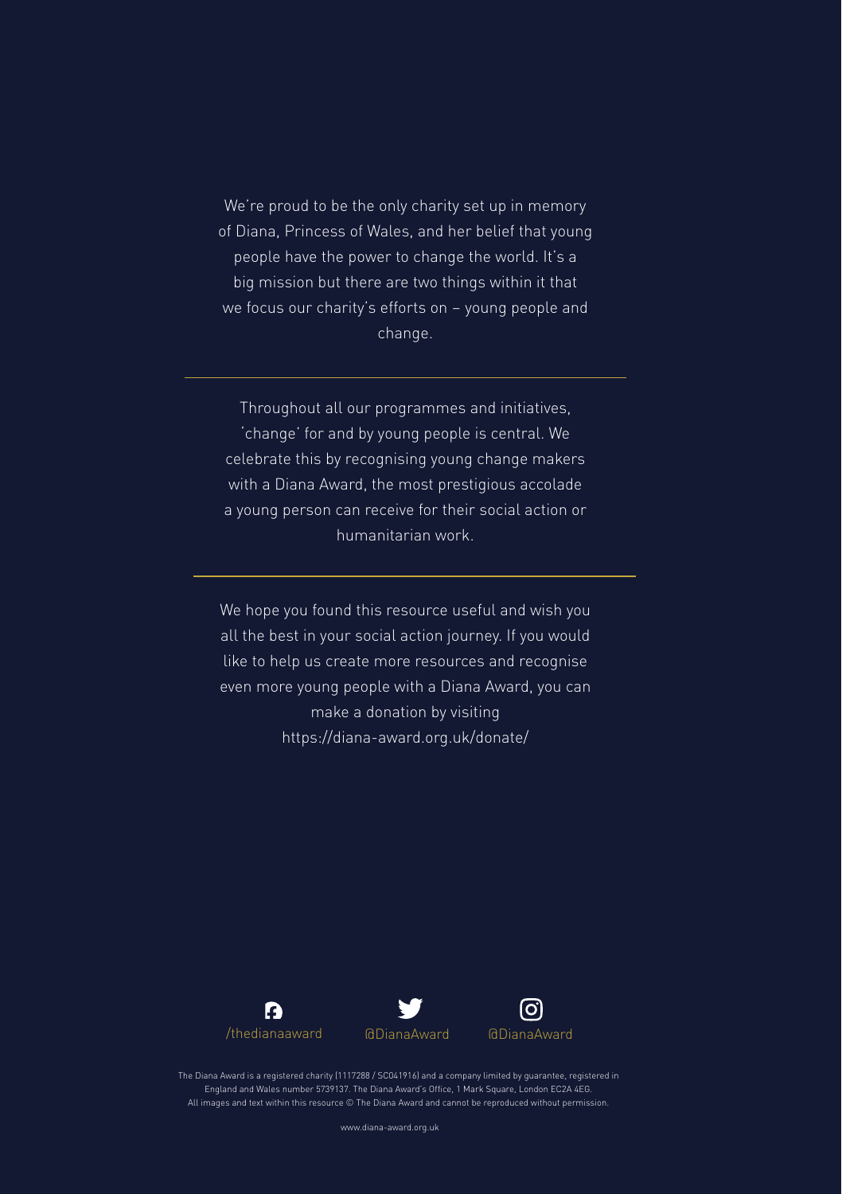We're proud to be the only charity set up in memory of Diana, Princess of Wales, and her belief that young people have the power to change the world. It's a big mission but there are two things within it that we focus our charity's efforts on – young people and change.

---

Throughout all our programmes and initiatives, 'change' for and by young people is central. We celebrate this by recognising young change makers with a Diana Award, the most prestigious accolade a young person can receive for their social action or humanitarian work.

---

We hope you found this resource useful and wish you all the best in your social action journey. If you would like to help us create more resources and recognise even more young people with a Diana Award, you can make a donation by visiting https://diana-award.org.uk/donate/

/thedianaaward @DianaAward @DianaAward

The Diana Award is a registered charity (1117288 / SC041916) and a company limited by guarantee, registered in England and Wales number 5739137. The Diana Award's Office, 1 Mark Square, London EC2A 4EG. All images and text within this resource © The Diana Award and cannot be reproduced without permission.

www.diana-award.org.uk